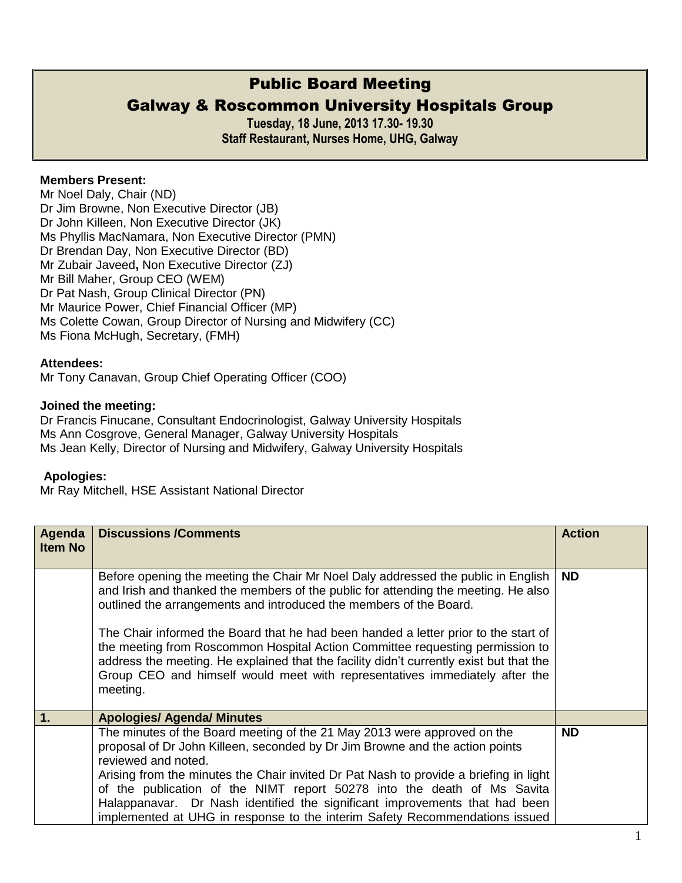# Public Board Meeting

## Galway & Roscommon University Hospitals Group

**Tuesday, 18 June, 2013 17.30- 19.30**
**Staff Restaurant, Nurses Home, UHG, Galway**

**Members Present:**
Mr Noel Daly, Chair (ND)
Dr Jim Browne, Non Executive Director (JB)
Dr John Killeen, Non Executive Director (JK)
Ms Phyllis MacNamara, Non Executive Director (PMN)
Dr Brendan Day, Non Executive Director (BD)
Mr Zubair Javeed**,** Non Executive Director (ZJ)
Mr Bill Maher, Group CEO (WEM)
Dr Pat Nash, Group Clinical Director (PN)
Mr Maurice Power, Chief Financial Officer (MP)
Ms Colette Cowan, Group Director of Nursing and Midwifery (CC)
Ms Fiona McHugh, Secretary, (FMH)

**Attendees:**
Mr Tony Canavan, Group Chief Operating Officer (COO)

**Joined the meeting:**
Dr Francis Finucane, Consultant Endocrinologist, Galway University Hospitals
Ms Ann Cosgrove, General Manager, Galway University Hospitals
Ms Jean Kelly, Director of Nursing and Midwifery, Galway University Hospitals

**Apologies:**
Mr Ray Mitchell, HSE Assistant National Director

| Agenda Item No | Discussions /Comments | Action |
|---|---|---|
| | Before opening the meeting the Chair Mr Noel Daly addressed the public in English and Irish and thanked the members of the public for attending the meeting. He also outlined the arrangements and introduced the members of the Board.<br><br>The Chair informed the Board that he had been handed a letter prior to the start of the meeting from Roscommon Hospital Action Committee requesting permission to address the meeting. He explained that the facility didn't currently exist but that the Group CEO and himself would meet with representatives immediately after the meeting. | **ND** |
| **1.** | **Apologies/ Agenda/ Minutes** | |
| | The minutes of the Board meeting of the 21 May 2013 were approved on the proposal of Dr John Killeen, seconded by Dr Jim Browne and the action points reviewed and noted.<br>Arising from the minutes the Chair invited Dr Pat Nash to provide a briefing in light of the publication of the NIMT report 50278 into the death of Ms Savita Halappanavar. Dr Nash identified the significant improvements that had been implemented at UHG in response to the interim Safety Recommendations issued | **ND** |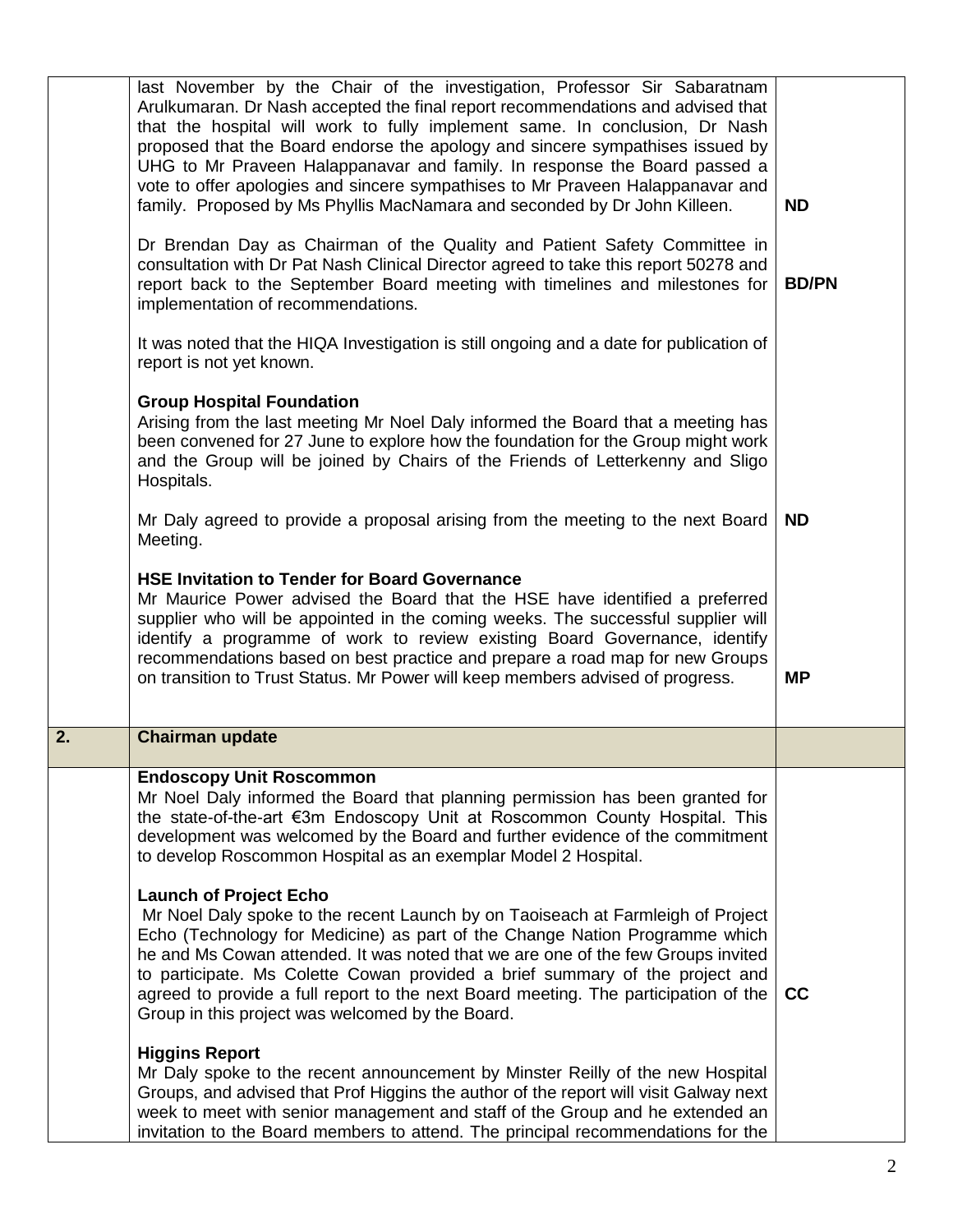| | | |
|---|---|---|
| | last November by the Chair of the investigation, Professor Sir Sabaratnam Arulkumaran. Dr Nash accepted the final report recommendations and advised that that the hospital will work to fully implement same. In conclusion, Dr Nash proposed that the Board endorse the apology and sincere sympathises issued by UHG to Mr Praveen Halappanavar and family. In response the Board passed a vote to offer apologies and sincere sympathises to Mr Praveen Halappanavar and family. Proposed by Ms Phyllis MacNamara and seconded by Dr John Killeen. | **ND** |
| | Dr Brendan Day as Chairman of the Quality and Patient Safety Committee in consultation with Dr Pat Nash Clinical Director agreed to take this report 50278 and report back to the September Board meeting with timelines and milestones for implementation of recommendations. | **BD/PN** |
| | It was noted that the HIQA Investigation is still ongoing and a date for publication of report is not yet known. | |
| | **Group Hospital Foundation**<br>Arising from the last meeting Mr Noel Daly informed the Board that a meeting has been convened for 27 June to explore how the foundation for the Group might work and the Group will be joined by Chairs of the Friends of Letterkenny and Sligo Hospitals. | |
| | Mr Daly agreed to provide a proposal arising from the meeting to the next Board Meeting. | **ND** |
| | **HSE Invitation to Tender for Board Governance**<br>Mr Maurice Power advised the Board that the HSE have identified a preferred supplier who will be appointed in the coming weeks. The successful supplier will identify a programme of work to review existing Board Governance, identify recommendations based on best practice and prepare a road map for new Groups on transition to Trust Status. Mr Power will keep members advised of progress. | **MP** |
| **2.** | **Chairman update** | |
| | **Endoscopy Unit Roscommon**<br>Mr Noel Daly informed the Board that planning permission has been granted for the state-of-the-art €3m Endoscopy Unit at Roscommon County Hospital. This development was welcomed by the Board and further evidence of the commitment to develop Roscommon Hospital as an exemplar Model 2 Hospital. | |
| | **Launch of Project Echo**<br>Mr Noel Daly spoke to the recent Launch by on Taoiseach at Farmleigh of Project Echo (Technology for Medicine) as part of the Change Nation Programme which he and Ms Cowan attended. It was noted that we are one of the few Groups invited to participate. Ms Colette Cowan provided a brief summary of the project and agreed to provide a full report to the next Board meeting. The participation of the Group in this project was welcomed by the Board. | **CC** |
| | **Higgins Report**<br>Mr Daly spoke to the recent announcement by Minster Reilly of the new Hospital Groups, and advised that Prof Higgins the author of the report will visit Galway next week to meet with senior management and staff of the Group and he extended an invitation to the Board members to attend. The principal recommendations for the | |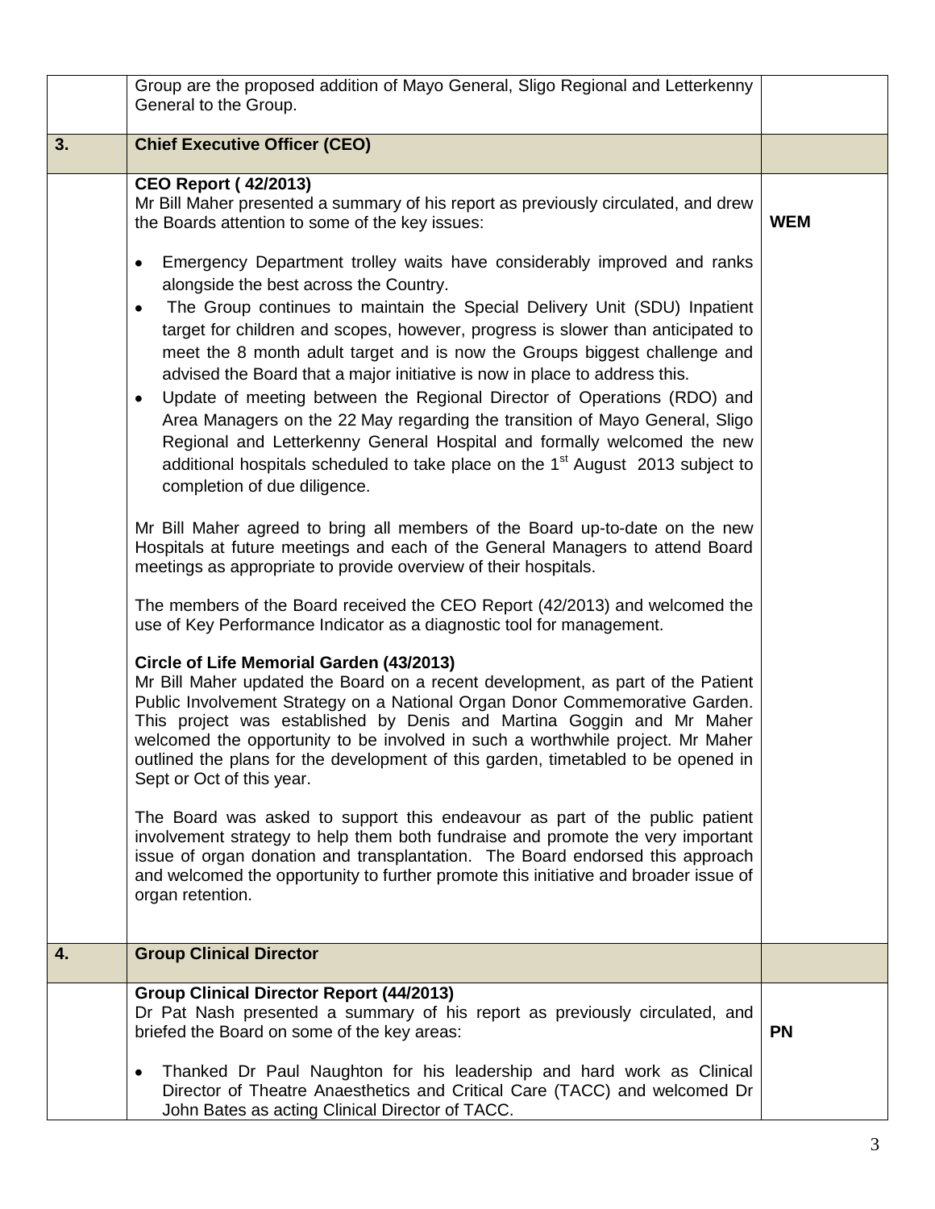| | | |
|---|---|---|
| | Group are the proposed addition of Mayo General, Sligo Regional and Letterkenny General to the Group. | |
| **3.** | **Chief Executive Officer (CEO)** | |
| | **CEO Report ( 42/2013)**<br>Mr Bill Maher presented a summary of his report as previously circulated, and drew the Boards attention to some of the key issues:<br><br>• Emergency Department trolley waits have considerably improved and ranks alongside the best across the Country.<br>• The Group continues to maintain the Special Delivery Unit (SDU) Inpatient target for children and scopes, however, progress is slower than anticipated to meet the 8 month adult target and is now the Groups biggest challenge and advised the Board that a major initiative is now in place to address this.<br>• Update of meeting between the Regional Director of Operations (RDO) and Area Managers on the 22 May regarding the transition of Mayo General, Sligo Regional and Letterkenny General Hospital and formally welcomed the new additional hospitals scheduled to take place on the 1st August 2013 subject to completion of due diligence.<br><br>Mr Bill Maher agreed to bring all members of the Board up-to-date on the new Hospitals at future meetings and each of the General Managers to attend Board meetings as appropriate to provide overview of their hospitals.<br><br>The members of the Board received the CEO Report (42/2013) and welcomed the use of Key Performance Indicator as a diagnostic tool for management.<br><br>**Circle of Life Memorial Garden (43/2013)**<br>Mr Bill Maher updated the Board on a recent development, as part of the Patient Public Involvement Strategy on a National Organ Donor Commemorative Garden. This project was established by Denis and Martina Goggin and Mr Maher welcomed the opportunity to be involved in such a worthwhile project. Mr Maher outlined the plans for the development of this garden, timetabled to be opened in Sept or Oct of this year.<br><br>The Board was asked to support this endeavour as part of the public patient involvement strategy to help them both fundraise and promote the very important issue of organ donation and transplantation. The Board endorsed this approach and welcomed the opportunity to further promote this initiative and broader issue of organ retention. | **WEM** |
| **4.** | **Group Clinical Director** | |
| | **Group Clinical Director Report (44/2013)**<br>Dr Pat Nash presented a summary of his report as previously circulated, and briefed the Board on some of the key areas:<br><br>• Thanked Dr Paul Naughton for his leadership and hard work as Clinical Director of Theatre Anaesthetics and Critical Care (TACC) and welcomed Dr John Bates as acting Clinical Director of TACC. | **PN** |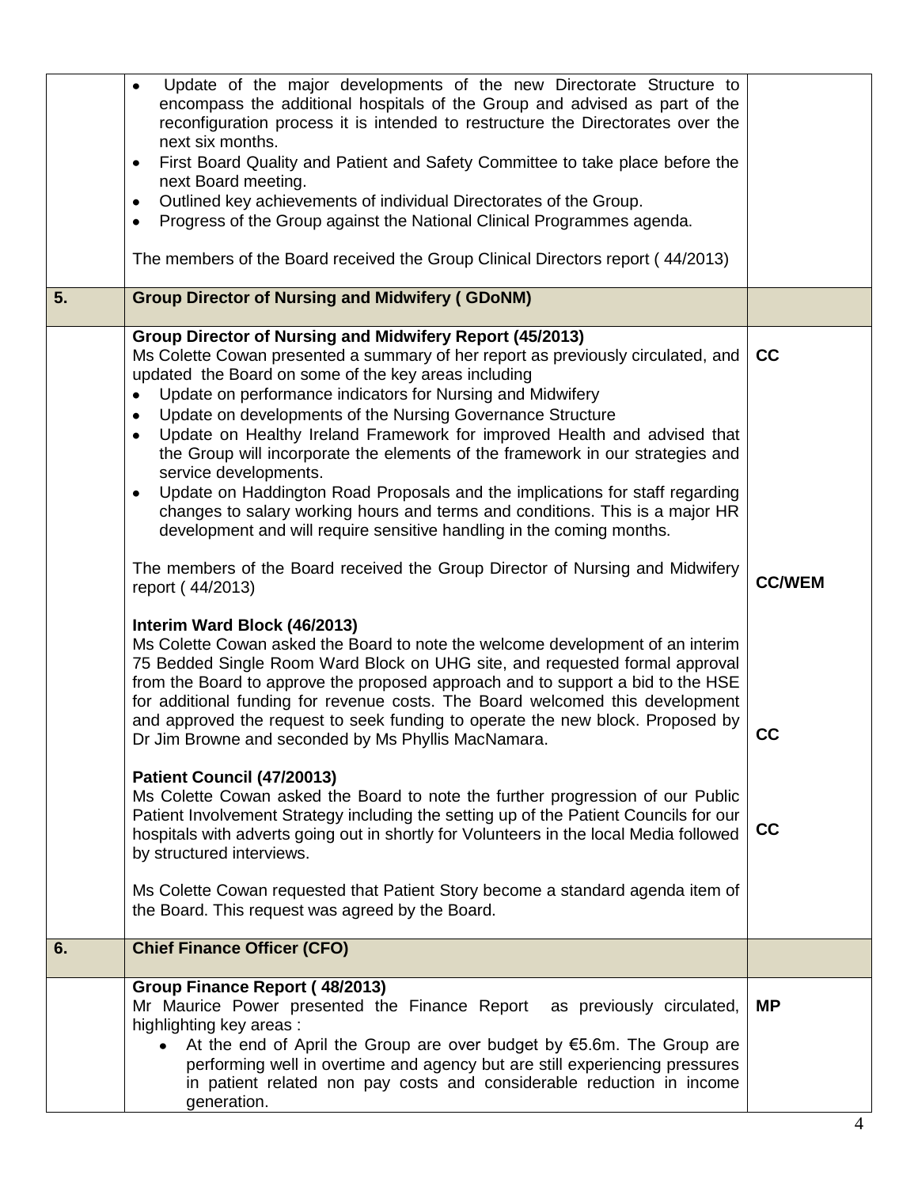| | | |
|---|---|---|
| | • Update of the major developments of the new Directorate Structure to encompass the additional hospitals of the Group and advised as part of the reconfiguration process it is intended to restructure the Directorates over the next six months.<br>• First Board Quality and Patient and Safety Committee to take place before the next Board meeting.<br>• Outlined key achievements of individual Directorates of the Group.<br>• Progress of the Group against the National Clinical Programmes agenda.<br><br>The members of the Board received the Group Clinical Directors report ( 44/2013) | |
| **5.** | **Group Director of Nursing and Midwifery ( GDoNM)** | |
| | **Group Director of Nursing and Midwifery Report (45/2013)**<br>Ms Colette Cowan presented a summary of her report as previously circulated, and updated the Board on some of the key areas including<br>• Update on performance indicators for Nursing and Midwifery<br>• Update on developments of the Nursing Governance Structure<br>• Update on Healthy Ireland Framework for improved Health and advised that the Group will incorporate the elements of the framework in our strategies and service developments.<br>• Update on Haddington Road Proposals and the implications for staff regarding changes to salary working hours and terms and conditions. This is a major HR development and will require sensitive handling in the coming months.<br><br>The members of the Board received the Group Director of Nursing and Midwifery report ( 44/2013) | **CC**<br><br><br><br><br><br><br><br><br><br>**CC/WEM** |
| | **Interim Ward Block (46/2013)**<br>Ms Colette Cowan asked the Board to note the welcome development of an interim 75 Bedded Single Room Ward Block on UHG site, and requested formal approval from the Board to approve the proposed approach and to support a bid to the HSE for additional funding for revenue costs. The Board welcomed this development and approved the request to seek funding to operate the new block. Proposed by Dr Jim Browne and seconded by Ms Phyllis MacNamara. | **CC** |
| | **Patient Council (47/20013)**<br>Ms Colette Cowan asked the Board to note the further progression of our Public Patient Involvement Strategy including the setting up of the Patient Councils for our hospitals with adverts going out in shortly for Volunteers in the local Media followed by structured interviews.<br><br>Ms Colette Cowan requested that Patient Story become a standard agenda item of the Board. This request was agreed by the Board. | **CC** |
| **6.** | **Chief Finance Officer (CFO)** | |
| | **Group Finance Report ( 48/2013)**<br>Mr Maurice Power presented the Finance Report as previously circulated, highlighting key areas :<br>• At the end of April the Group are over budget by €5.6m. The Group are performing well in overtime and agency but are still experiencing pressures in patient related non pay costs and considerable reduction in income generation. | **MP** |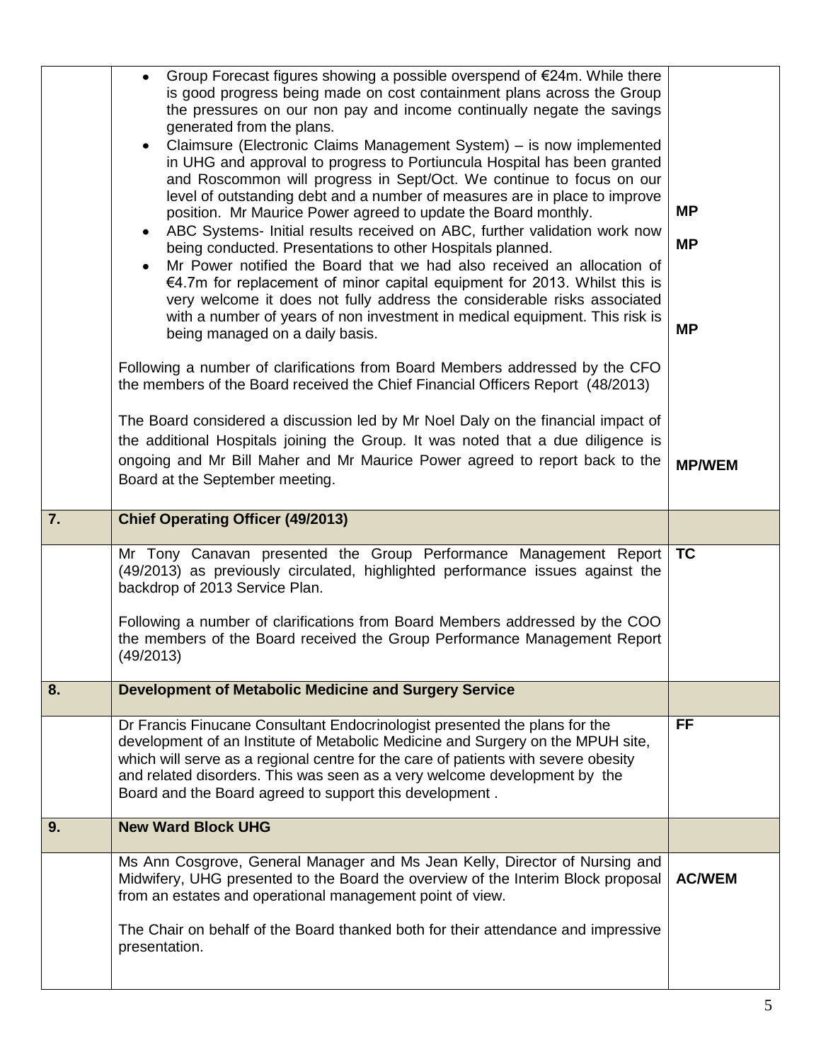| | | |
|---|---|---|
| | • Group Forecast figures showing a possible overspend of €24m. While there is good progress being made on cost containment plans across the Group the pressures on our non pay and income continually negate the savings generated from the plans.<br>• Claimsure (Electronic Claims Management System) – is now implemented in UHG and approval to progress to Portiuncula Hospital has been granted and Roscommon will progress in Sept/Oct. We continue to focus on our level of outstanding debt and a number of measures are in place to improve position. Mr Maurice Power agreed to update the Board monthly.<br>• ABC Systems- Initial results received on ABC, further validation work now being conducted. Presentations to other Hospitals planned.<br>• Mr Power notified the Board that we had also received an allocation of €4.7m for replacement of minor capital equipment for 2013. Whilst this is very welcome it does not fully address the considerable risks associated with a number of years of non investment in medical equipment. This risk is being managed on a daily basis.<br><br>Following a number of clarifications from Board Members addressed by the CFO the members of the Board received the Chief Financial Officers Report (48/2013)<br><br>The Board considered a discussion led by Mr Noel Daly on the financial impact of the additional Hospitals joining the Group. It was noted that a due diligence is ongoing and Mr Bill Maher and Mr Maurice Power agreed to report back to the Board at the September meeting. | **MP**<br><br>**MP**<br><br>**MP**<br><br>**MP/WEM** |
| **7.** | **Chief Operating Officer (49/2013)** | |
| | Mr Tony Canavan presented the Group Performance Management Report (49/2013) as previously circulated, highlighted performance issues against the backdrop of 2013 Service Plan.<br><br>Following a number of clarifications from Board Members addressed by the COO the members of the Board received the Group Performance Management Report (49/2013) | **TC** |
| **8.** | **Development of Metabolic Medicine and Surgery Service** | |
| | Dr Francis Finucane Consultant Endocrinologist presented the plans for the development of an Institute of Metabolic Medicine and Surgery on the MPUH site, which will serve as a regional centre for the care of patients with severe obesity and related disorders. This was seen as a very welcome development by the Board and the Board agreed to support this development . | **FF** |
| **9.** | **New Ward Block UHG** | |
| | Ms Ann Cosgrove, General Manager and Ms Jean Kelly, Director of Nursing and Midwifery, UHG presented to the Board the overview of the Interim Block proposal from an estates and operational management point of view.<br><br>The Chair on behalf of the Board thanked both for their attendance and impressive presentation. | **AC/WEM** |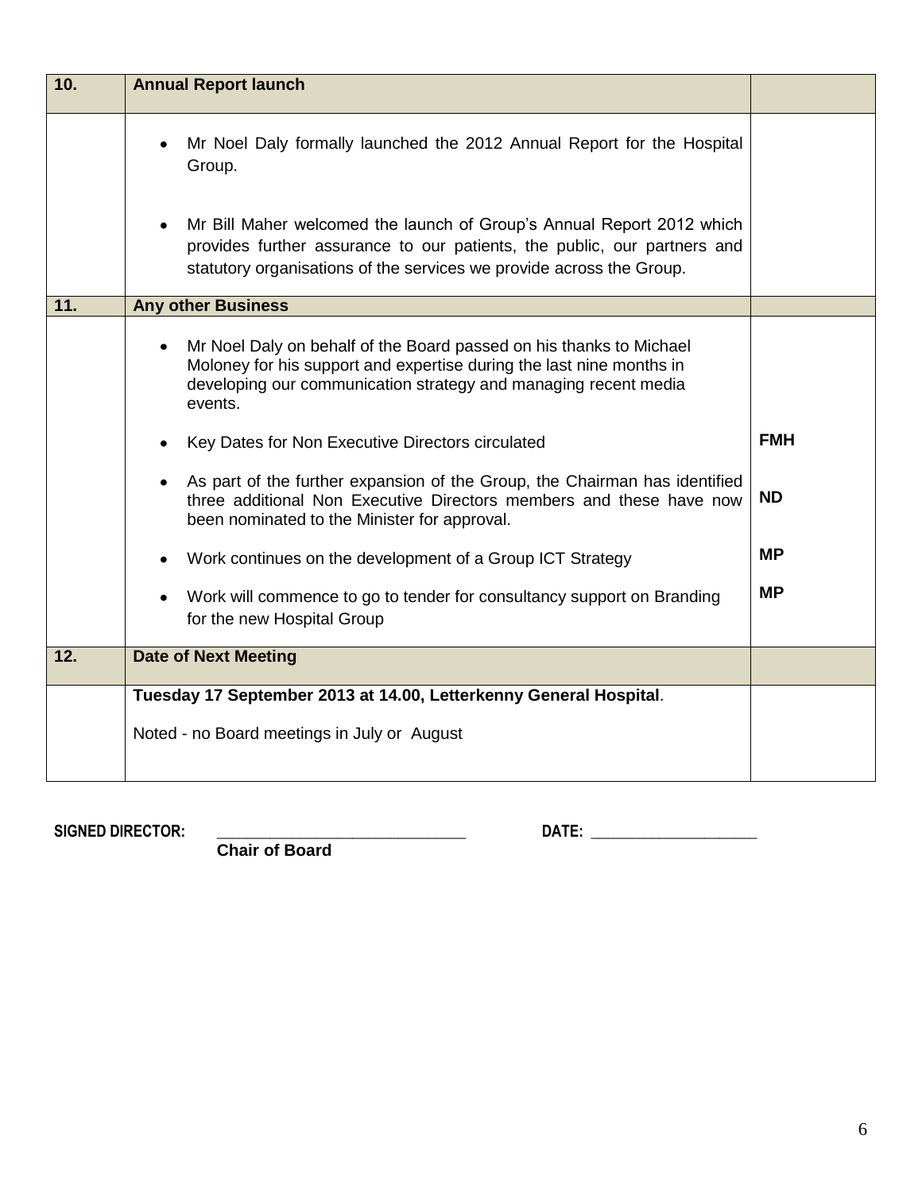| | | |
|---|---|---|
| **10.** | **Annual Report launch** | |
| | • Mr Noel Daly formally launched the 2012 Annual Report for the Hospital Group.<br><br>• Mr Bill Maher welcomed the launch of Group's Annual Report 2012 which provides further assurance to our patients, the public, our partners and statutory organisations of the services we provide across the Group. | |
| **11.** | **Any other Business** | |
| | • Mr Noel Daly on behalf of the Board passed on his thanks to Michael Moloney for his support and expertise during the last nine months in developing our communication strategy and managing recent media events. | |
| | • Key Dates for Non Executive Directors circulated | **FMH** |
| | • As part of the further expansion of the Group, the Chairman has identified three additional Non Executive Directors members and these have now been nominated to the Minister for approval. | **ND** |
| | • Work continues on the development of a Group ICT Strategy | **MP** |
| | • Work will commence to go to tender for consultancy support on Branding for the new Hospital Group | **MP** |
| **12.** | **Date of Next Meeting** | |
| | **Tuesday 17 September 2013 at 14.00, Letterkenny General Hospital**.<br><br>Noted - no Board meetings in July or August | |

**SIGNED DIRECTOR:** ____________________________ **DATE:** ___________________

**Chair of Board**